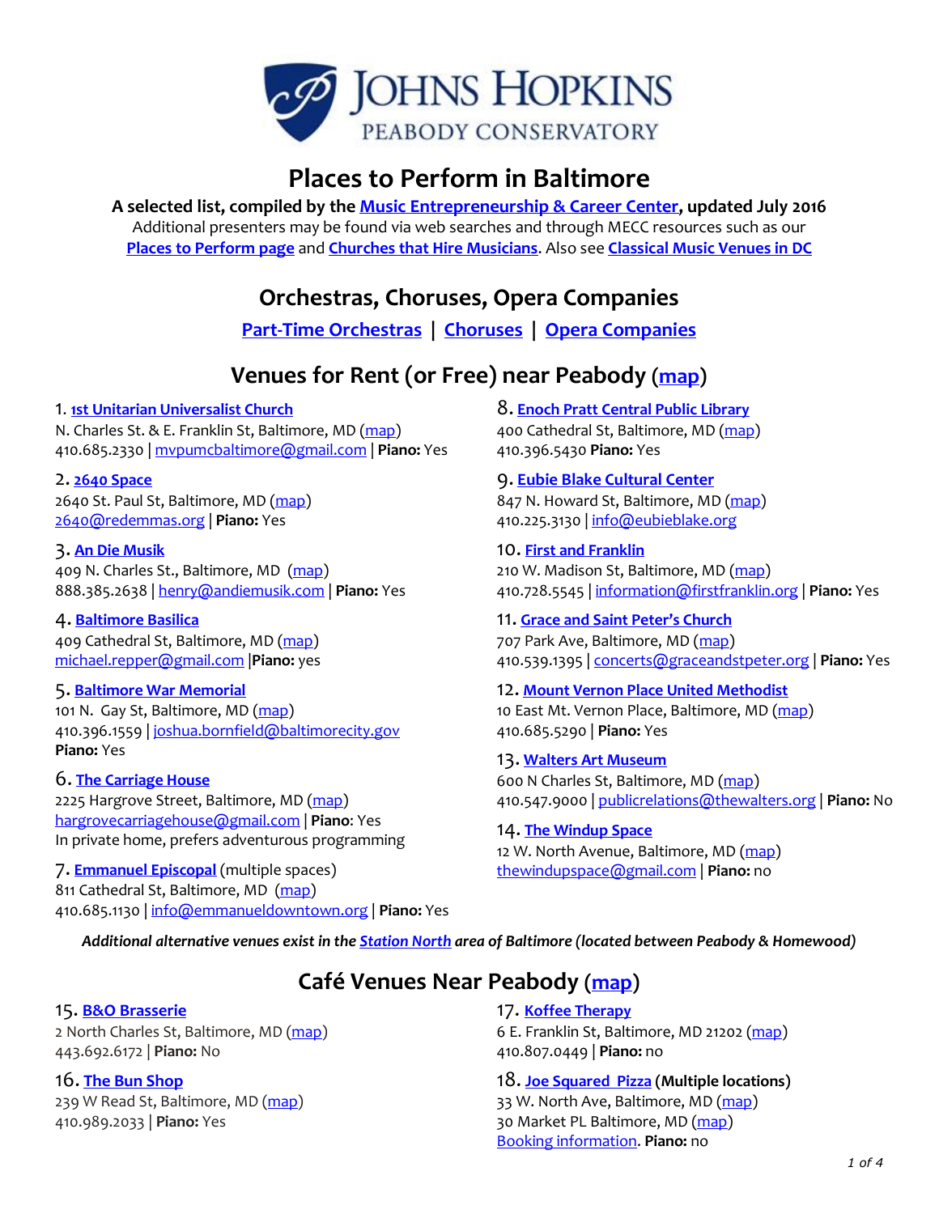# Places to Perform in Baltimore

**A selected list, compiled by the Music Entrepreneurship & Career Center, updated July 2016**

Additional presenters may be found via web searches and through MECC resources such as our Places to Perform page and Churches that Hire Musicians. Also see Classical Music Venues in DC

## Orchestras, Choruses, Opera Companies

Part-Time Orchestras | Choruses | Opera Companies

## Venues for Rent (or Free) near Peabody (map)

1. **1st Unitarian Universalist Church**
N. Charles St. & E. Franklin St, Baltimore, MD (map)
410.685.2330 | mvpumcbaltimore@gmail.com | **Piano:** Yes

2. **2640 Space**
2640 St. Paul St, Baltimore, MD (map)
2640@redemmas.org | **Piano:** Yes

3. **An Die Musik**
409 N. Charles St., Baltimore, MD (map)
888.385.2638 | henry@andiemusik.com | **Piano:** Yes

4. **Baltimore Basilica**
409 Cathedral St, Baltimore, MD (map)
michael.repper@gmail.com |**Piano:** yes

5. **Baltimore War Memorial**
101 N. Gay St, Baltimore, MD (map)
410.396.1559 | joshua.bornfield@baltimorecity.gov
**Piano:** Yes

6. **The Carriage House**
2225 Hargrove Street, Baltimore, MD (map)
hargrovecarriagehouse@gmail.com | **Piano**: Yes
In private home, prefers adventurous programming

7. **Emmanuel Episcopal** (multiple spaces)
811 Cathedral St, Baltimore, MD (map)
410.685.1130 | info@emmanueldowntown.org | **Piano:** Yes

8. **Enoch Pratt Central Public Library**
400 Cathedral St, Baltimore, MD (map)
410.396.5430 **Piano:** Yes

9. **Eubie Blake Cultural Center**
847 N. Howard St, Baltimore, MD (map)
410.225.3130 | info@eubieblake.org

10. **First and Franklin**
210 W. Madison St, Baltimore, MD (map)
410.728.5545 | information@firstfranklin.org | **Piano:** Yes

11. **Grace and Saint Peter's Church**
707 Park Ave, Baltimore, MD (map)
410.539.1395 | concerts@graceandstpeter.org | **Piano:** Yes

12. **Mount Vernon Place United Methodist**
10 East Mt. Vernon Place, Baltimore, MD (map)
410.685.5290 | **Piano:** Yes

13. **Walters Art Museum**
600 N Charles St, Baltimore, MD (map)
410.547.9000 | publicrelations@thewalters.org | **Piano:** No

14. **The Windup Space**
12 W. North Avenue, Baltimore, MD (map)
thewindupspace@gmail.com | **Piano:** no

*Additional alternative venues exist in the Station North area of Baltimore (located between Peabody & Homewood)*

## Café Venues Near Peabody (map)

15. **B&O Brasserie**
2 North Charles St, Baltimore, MD (map)
443.692.6172 | **Piano:** No

16. **The Bun Shop**
239 W Read St, Baltimore, MD (map)
410.989.2033 | **Piano:** Yes

17. **Koffee Therapy**
6 E. Franklin St, Baltimore, MD 21202 (map)
410.807.0449 | **Piano:** no

18. **Joe Squared Pizza (Multiple locations)**
33 W. North Ave, Baltimore, MD (map)
30 Market PL Baltimore, MD (map)
Booking information. **Piano:** no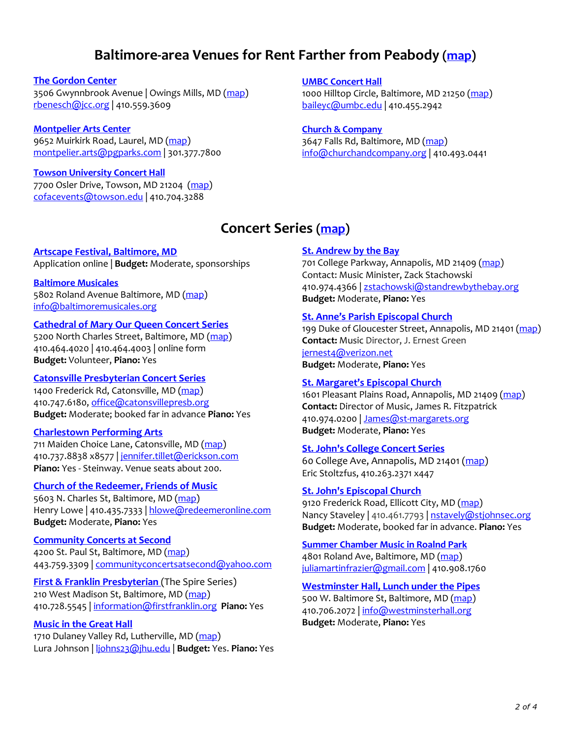## Baltimore-area Venues for Rent Farther from Peabody (map)

**The Gordon Center**
3506 Gwynnbrook Avenue | Owings Mills, MD (map)
rbenesch@jcc.org | 410.559.3609

**Montpelier Arts Center**
9652 Muirkirk Road, Laurel, MD (map)
montpelier.arts@pgparks.com | 301.377.7800

**Towson University Concert Hall**
7700 Osler Drive, Towson, MD 21204 (map)
cofacevents@towson.edu | 410.704.3288

**UMBC Concert Hall**
1000 Hilltop Circle, Baltimore, MD 21250 (map)
baileyc@umbc.edu | 410.455.2942

**Church & Company**
3647 Falls Rd, Baltimore, MD (map)
info@churchandcompany.org | 410.493.0441

## Concert Series (map)

**Artscape Festival, Baltimore, MD**
Application online | **Budget:** Moderate, sponsorships

**Baltimore Musicales**
5802 Roland Avenue Baltimore, MD (map)
info@baltimoremusicales.org

**Cathedral of Mary Our Queen Concert Series**
5200 North Charles Street, Baltimore, MD (map)
410.464.4020 | 410.464.4003 | online form
**Budget:** Volunteer, **Piano:** Yes

**Catonsville Presbyterian Concert Series**
1400 Frederick Rd, Catonsville, MD (map)
410.747.6180, office@catonsvillepresb.org
**Budget:** Moderate; booked far in advance **Piano:** Yes

**Charlestown Performing Arts**
711 Maiden Choice Lane, Catonsville, MD (map)
410.737.8838 x8577 | jennifer.tillet@erickson.com
**Piano:** Yes - Steinway. Venue seats about 200.

**Church of the Redeemer, Friends of Music**
5603 N. Charles St, Baltimore, MD (map)
Henry Lowe | 410.435.7333 | hlowe@redeemeronline.com
**Budget:** Moderate, **Piano:** Yes

**Community Concerts at Second**
4200 St. Paul St, Baltimore, MD (map)
443.759.3309 | communityconcertsatsecond@yahoo.com

**First & Franklin Presbyterian** (The Spire Series)
210 West Madison St, Baltimore, MD (map)
410.728.5545 | information@firstfranklin.org **Piano:** Yes

**Music in the Great Hall**
1710 Dulaney Valley Rd, Lutherville, MD (map)
Lura Johnson | ljohns23@jhu.edu | **Budget:** Yes. **Piano:** Yes

**St. Andrew by the Bay**
701 College Parkway, Annapolis, MD 21409 (map)
Contact: Music Minister, Zack Stachowski
410.974.4366 | zstachowski@standrewbythebay.org
**Budget:** Moderate, **Piano:** Yes

**St. Anne's Parish Episcopal Church**
199 Duke of Gloucester Street, Annapolis, MD 21401 (map)
**Contact:** Music Director, J. Ernest Green
jernest4@verizon.net
**Budget:** Moderate, **Piano:** Yes

**St. Margaret's Episcopal Church**
1601 Pleasant Plains Road, Annapolis, MD 21409 (map)
**Contact:** Director of Music, James R. Fitzpatrick
410.974.0200 | James@st-margarets.org
**Budget:** Moderate, **Piano:** Yes

**St. John's College Concert Series**
60 College Ave, Annapolis, MD 21401 (map)
Eric Stoltzfus, 410.263.2371 x447

**St. John's Episcopal Church**
9120 Frederick Road, Ellicott City, MD (map)
Nancy Staveley | 410.461.7793 | nstavely@stjohnsec.org
**Budget:** Moderate, booked far in advance. **Piano:** Yes

**Summer Chamber Music in Roalnd Park**
4801 Roland Ave, Baltimore, MD (map)
juliamartinfrazier@gmail.com | 410.908.1760

**Westminster Hall, Lunch under the Pipes**
500 W. Baltimore St, Baltimore, MD (map)
410.706.2072 | info@westminsterhall.org
**Budget:** Moderate, **Piano:** Yes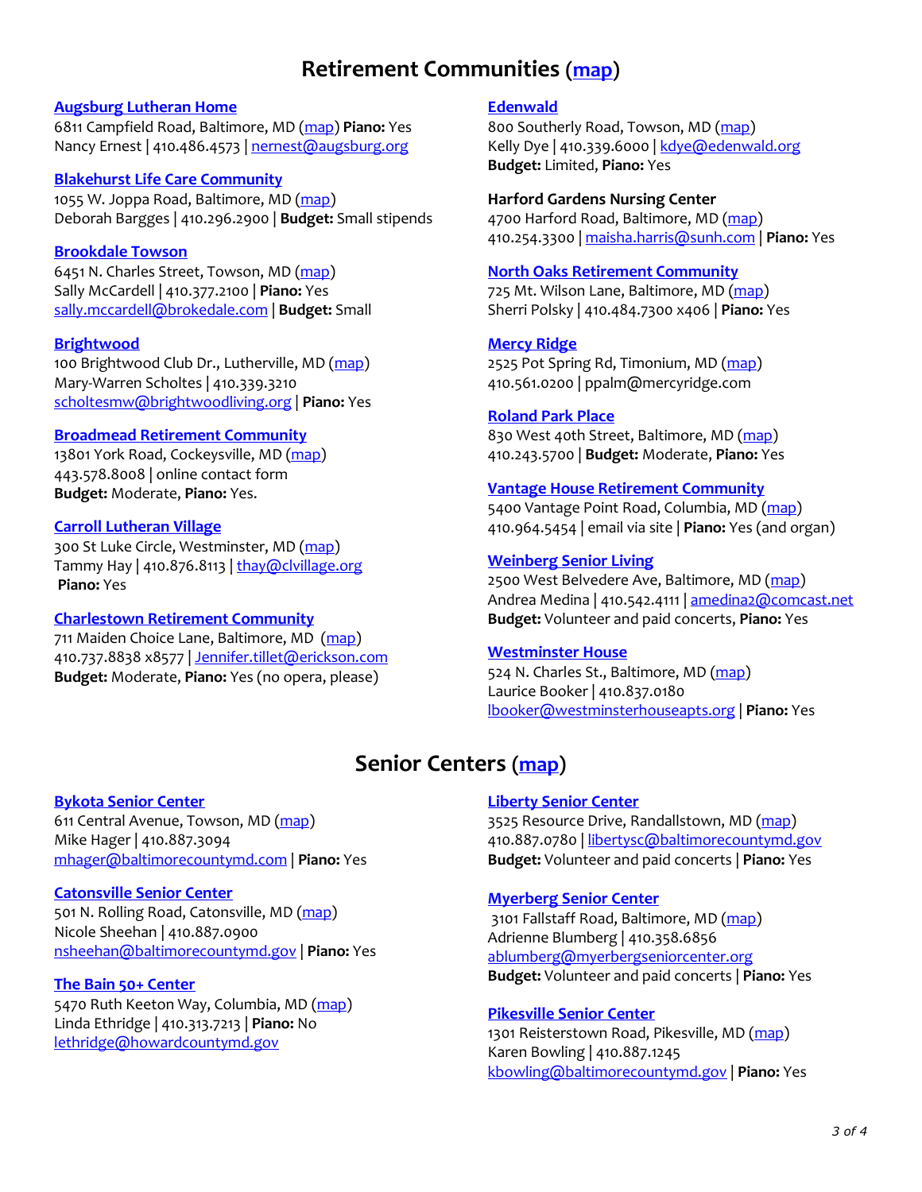# Retirement Communities (map)

**Augsburg Lutheran Home**
6811 Campfield Road, Baltimore, MD (map) **Piano:** Yes
Nancy Ernest | 410.486.4573 | nernest@augsburg.org

**Blakehurst Life Care Community**
1055 W. Joppa Road, Baltimore, MD (map)
Deborah Bargges | 410.296.2900 | **Budget:** Small stipends

**Brookdale Towson**
6451 N. Charles Street, Towson, MD (map)
Sally McCardell | 410.377.2100 | **Piano:** Yes
sally.mccardell@brokedale.com | **Budget:** Small

**Brightwood**
100 Brightwood Club Dr., Lutherville, MD (map)
Mary-Warren Scholtes | 410.339.3210
scholtesmw@brightwoodliving.org | **Piano:** Yes

**Broadmead Retirement Community**
13801 York Road, Cockeysville, MD (map)
443.578.8008 | online contact form
**Budget:** Moderate, **Piano:** Yes.

**Carroll Lutheran Village**
300 St Luke Circle, Westminster, MD (map)
Tammy Hay | 410.876.8113 | thay@clvillage.org
**Piano:** Yes

**Charlestown Retirement Community**
711 Maiden Choice Lane, Baltimore, MD (map)
410.737.8838 x8577 | Jennifer.tillet@erickson.com
**Budget:** Moderate, **Piano:** Yes (no opera, please)

**Edenwald**
800 Southerly Road, Towson, MD (map)
Kelly Dye | 410.339.6000 | kdye@edenwald.org
**Budget:** Limited, **Piano:** Yes

**Harford Gardens Nursing Center**
4700 Harford Road, Baltimore, MD (map)
410.254.3300 | maisha.harris@sunh.com | **Piano:** Yes

**North Oaks Retirement Community**
725 Mt. Wilson Lane, Baltimore, MD (map)
Sherri Polsky | 410.484.7300 x406 | **Piano:** Yes

**Mercy Ridge**
2525 Pot Spring Rd, Timonium, MD (map)
410.561.0200 | ppalm@mercyridge.com

**Roland Park Place**
830 West 40th Street, Baltimore, MD (map)
410.243.5700 | **Budget:** Moderate, **Piano:** Yes

**Vantage House Retirement Community**
5400 Vantage Point Road, Columbia, MD (map)
410.964.5454 | email via site | **Piano:** Yes (and organ)

**Weinberg Senior Living**
2500 West Belvedere Ave, Baltimore, MD (map)
Andrea Medina | 410.542.4111 | amedina2@comcast.net
**Budget:** Volunteer and paid concerts, **Piano:** Yes

**Westminster House**
524 N. Charles St., Baltimore, MD (map)
Laurice Booker | 410.837.0180
lbooker@westminsterhouseapts.org | **Piano:** Yes

# Senior Centers (map)

**Bykota Senior Center**
611 Central Avenue, Towson, MD (map)
Mike Hager | 410.887.3094
mhager@baltimorecountymd.com | **Piano:** Yes

**Catonsville Senior Center**
501 N. Rolling Road, Catonsville, MD (map)
Nicole Sheehan | 410.887.0900
nsheehan@baltimorecountymd.gov | **Piano:** Yes

**The Bain 50+ Center**
5470 Ruth Keeton Way, Columbia, MD (map)
Linda Ethridge | 410.313.7213 | **Piano:** No
lethridge@howardcountymd.gov

**Liberty Senior Center**
3525 Resource Drive, Randallstown, MD (map)
410.887.0780 | libertysc@baltimorecountymd.gov
**Budget:** Volunteer and paid concerts | **Piano:** Yes

**Myerberg Senior Center**
3101 Fallstaff Road, Baltimore, MD (map)
Adrienne Blumberg | 410.358.6856
ablumberg@myerbergseniorcenter.org
**Budget:** Volunteer and paid concerts | **Piano:** Yes

**Pikesville Senior Center**
1301 Reisterstown Road, Pikesville, MD (map)
Karen Bowling | 410.887.1245
kbowling@baltimorecountymd.gov | **Piano:** Yes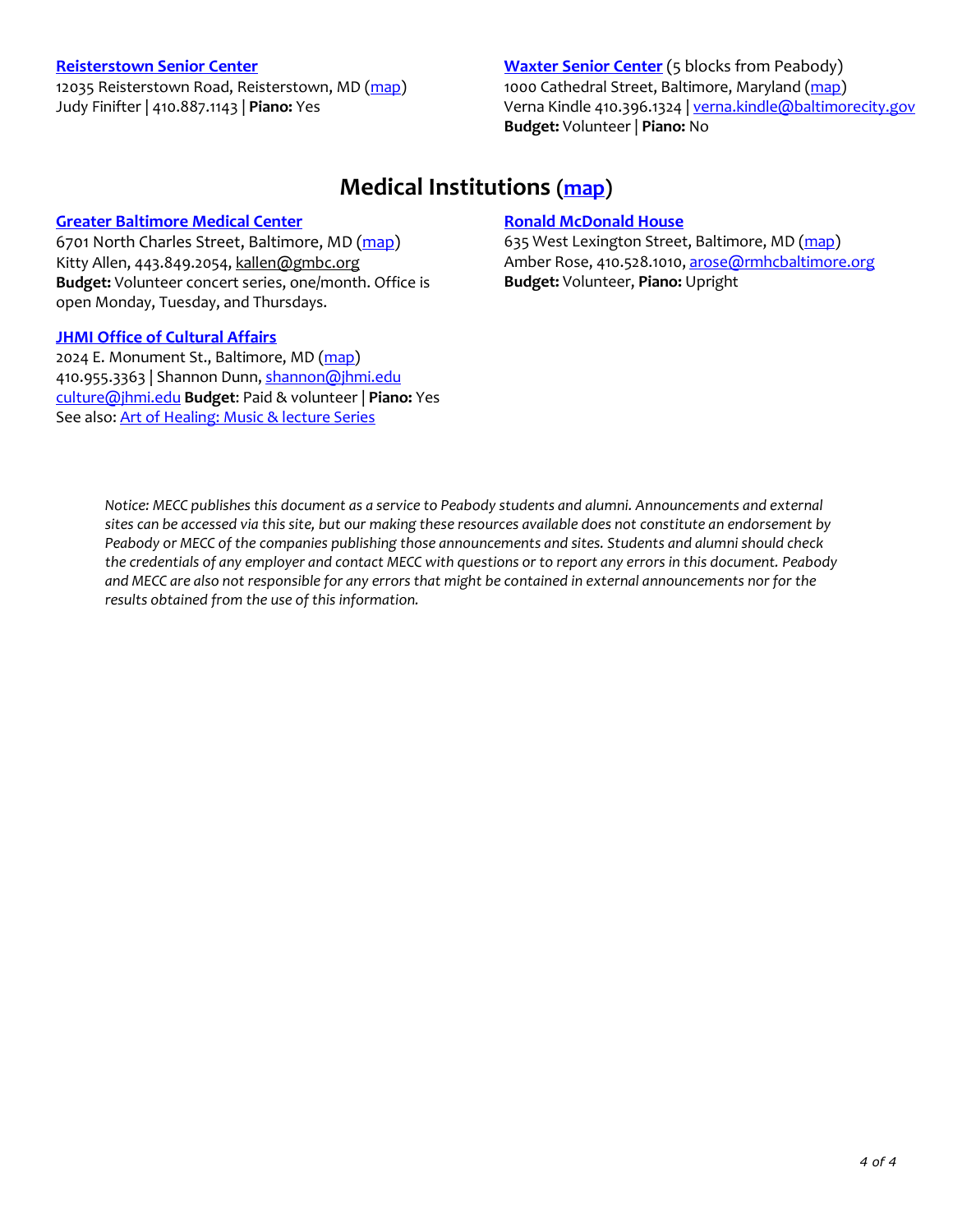**[Reisterstown Senior Center](#)**
12035 Reisterstown Road, Reisterstown, MD (map)
Judy Finifter | 410.887.1143 | **Piano:** Yes

**[Waxter Senior Center](#)** (5 blocks from Peabody)
1000 Cathedral Street, Baltimore, Maryland (map)
Verna Kindle 410.396.1324 | verna.kindle@baltimorecity.gov
**Budget:** Volunteer | **Piano:** No

## Medical Institutions (map)

**Greater Baltimore Medical Center**
6701 North Charles Street, Baltimore, MD (map)
Kitty Allen, 443.849.2054, kallen@gmbc.org
**Budget:** Volunteer concert series, one/month. Office is open Monday, Tuesday, and Thursdays.

**JHMI Office of Cultural Affairs**
2024 E. Monument St., Baltimore, MD (map)
410.955.3363 | Shannon Dunn, shannon@jhmi.edu
culture@jhmi.edu **Budget**: Paid & volunteer | **Piano:** Yes
See also: Art of Healing: Music & lecture Series

**Ronald McDonald House**
635 West Lexington Street, Baltimore, MD (map)
Amber Rose, 410.528.1010, arose@rmhcbaltimore.org
**Budget:** Volunteer, **Piano:** Upright

*Notice: MECC publishes this document as a service to Peabody students and alumni. Announcements and external sites can be accessed via this site, but our making these resources available does not constitute an endorsement by Peabody or MECC of the companies publishing those announcements and sites. Students and alumni should check the credentials of any employer and contact MECC with questions or to report any errors in this document. Peabody and MECC are also not responsible for any errors that might be contained in external announcements nor for the results obtained from the use of this information.*